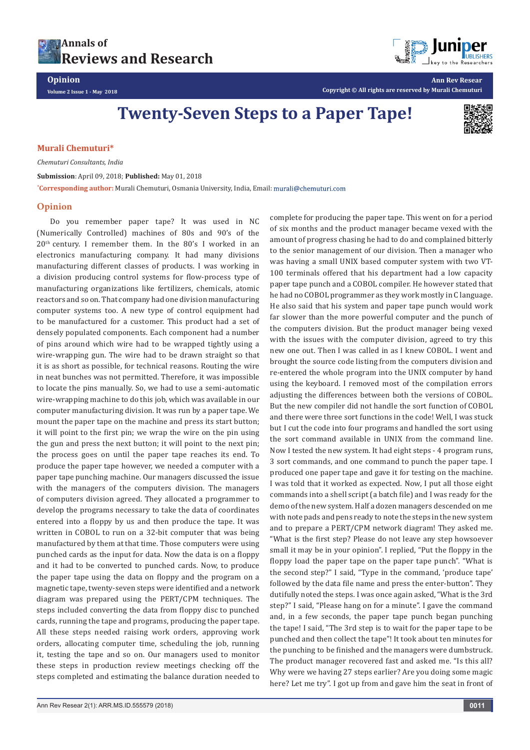Opinion

# Twenty-Seven Steps to a Paper Tape!

**Murali Chemuturi***

*Chemuturi Consultants, India*

**Submission**: April 09, 2018; **Published:** May 01, 2018

***Corresponding author:** Murali Chemuturi, Osmania University, India, Email: murali@chemuturi.com

## Opinion

Do you remember paper tape? It was used in NC (Numerically Controlled) machines of 80s and 90's of the 20th century. I remember them. In the 80's I worked in an electronics manufacturing company. It had many divisions manufacturing different classes of products. I was working in a division producing control systems for flow-process type of manufacturing organizations like fertilizers, chemicals, atomic reactors and so on. That company had one division manufacturing computer systems too. A new type of control equipment had to be manufactured for a customer. This product had a set of densely populated components. Each component had a number of pins around which wire had to be wrapped tightly using a wire-wrapping gun. The wire had to be drawn straight so that it is as short as possible, for technical reasons. Routing the wire in neat bunches was not permitted. Therefore, it was impossible to locate the pins manually. So, we had to use a semi-automatic wire-wrapping machine to do this job, which was available in our computer manufacturing division. It was run by a paper tape. We mount the paper tape on the machine and press its start button; it will point to the first pin; we wrap the wire on the pin using the gun and press the next button; it will point to the next pin; the process goes on until the paper tape reaches its end. To produce the paper tape however, we needed a computer with a paper tape punching machine. Our managers discussed the issue with the managers of the computers division. The managers of computers division agreed. They allocated a programmer to develop the programs necessary to take the data of coordinates entered into a floppy by us and then produce the tape. It was written in COBOL to run on a 32-bit computer that was being manufactured by them at that time. Those computers were using punched cards as the input for data. Now the data is on a floppy and it had to be converted to punched cards. Now, to produce the paper tape using the data on floppy and the program on a magnetic tape, twenty-seven steps were identified and a network diagram was prepared using the PERT/CPM techniques. The steps included converting the data from floppy disc to punched cards, running the tape and programs, producing the paper tape. All these steps needed raising work orders, approving work orders, allocating computer time, scheduling the job, running it, testing the tape and so on. Our managers used to monitor these steps in production review meetings checking off the steps completed and estimating the balance duration needed to complete for producing the paper tape. This went on for a period of six months and the product manager became vexed with the amount of progress chasing he had to do and complained bitterly to the senior management of our division. Then a manager who was having a small UNIX based computer system with two VT-100 terminals offered that his department had a low capacity paper tape punch and a COBOL compiler. He however stated that he had no COBOL programmer as they work mostly in C language. He also said that his system and paper tape punch would work far slower than the more powerful computer and the punch of the computers division. But the product manager being vexed with the issues with the computer division, agreed to try this new one out. Then I was called in as I knew COBOL. I went and brought the source code listing from the computers division and re-entered the whole program into the UNIX computer by hand using the keyboard. I removed most of the compilation errors adjusting the differences between both the versions of COBOL. But the new compiler did not handle the sort function of COBOL and there were three sort functions in the code! Well, I was stuck but I cut the code into four programs and handled the sort using the sort command available in UNIX from the command line. Now I tested the new system. It had eight steps - 4 program runs, 3 sort commands, and one command to punch the paper tape. I produced one paper tape and gave it for testing on the machine. I was told that it worked as expected. Now, I put all those eight commands into a shell script (a batch file) and I was ready for the demo of the new system. Half a dozen managers descended on me with note pads and pens ready to note the steps in the new system and to prepare a PERT/CPM network diagram! They asked me. "What is the first step? Please do not leave any step howsoever small it may be in your opinion". I replied, "Put the floppy in the floppy load the paper tape on the paper tape punch". "What is the second step?" I said, "Type in the command, 'produce tape' followed by the data file name and press the enter-button". They dutifully noted the steps. I was once again asked, "What is the 3rd step?" I said, "Please hang on for a minute". I gave the command and, in a few seconds, the paper tape punch began punching the tape! I said, "The 3rd step is to wait for the paper tape to be punched and then collect the tape"! It took about ten minutes for the punching to be finished and the managers were dumbstruck. The product manager recovered fast and asked me. "Is this all? Why were we having 27 steps earlier? Are you doing some magic here? Let me try". I got up from and gave him the seat in front of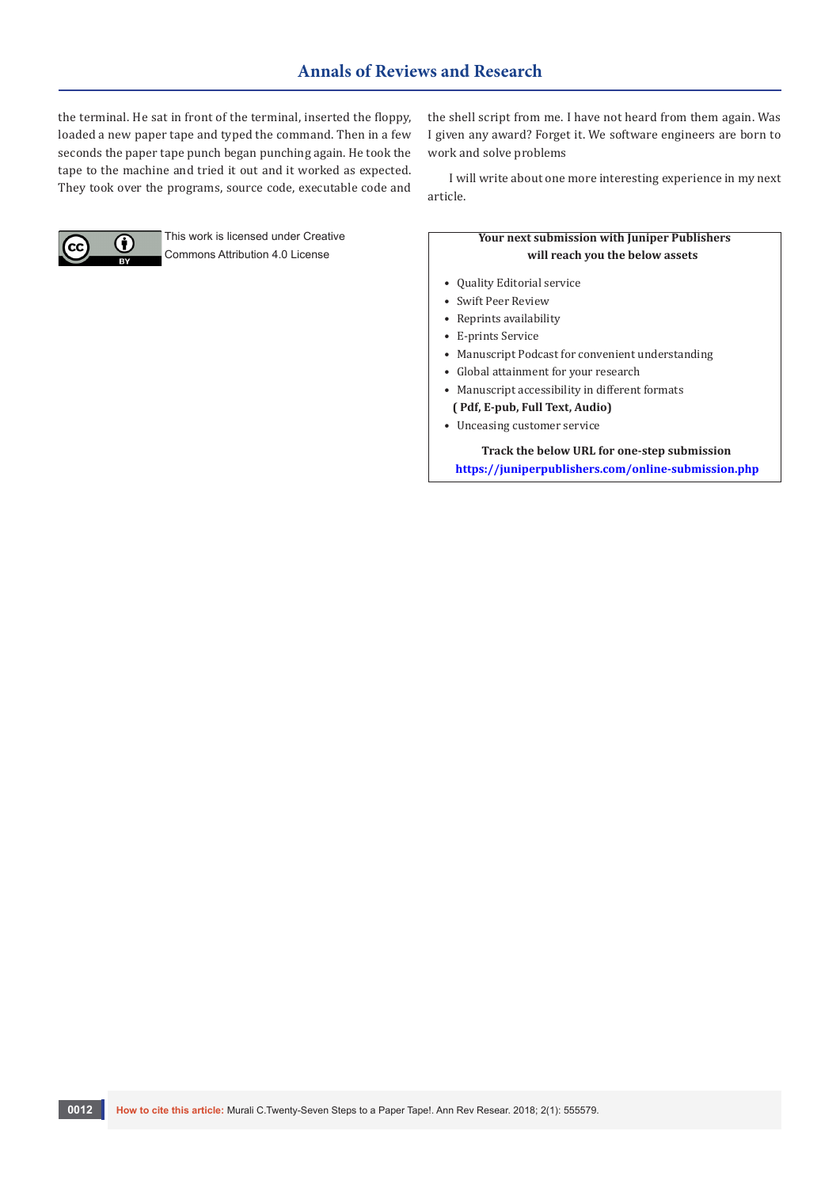the terminal. He sat in front of the terminal, inserted the floppy, loaded a new paper tape and typed the command. Then in a few seconds the paper tape punch began punching again. He took the tape to the machine and tried it out and it worked as expected. They took over the programs, source code, executable code and the shell script from me. I have not heard from them again. Was I given any award? Forget it. We software engineers are born to work and solve problems

I will write about one more interesting experience in my next article.

This work is licensed under Creative Commons Attribution 4.0 License

**Your next submission with Juniper Publishers will reach you the below assets**

- Quality Editorial service
- Swift Peer Review
- Reprints availability
- E-prints Service
- Manuscript Podcast for convenient understanding
- Global attainment for your research
- Manuscript accessibility in different formats
  **( Pdf, E-pub, Full Text, Audio)**
- Unceasing customer service

**Track the below URL for one-step submission**
**https://juniperpublishers.com/online-submission.php**

**How to cite this article:** Murali C.Twenty-Seven Steps to a Paper Tape!. Ann Rev Resear. 2018; 2(1): 555579.